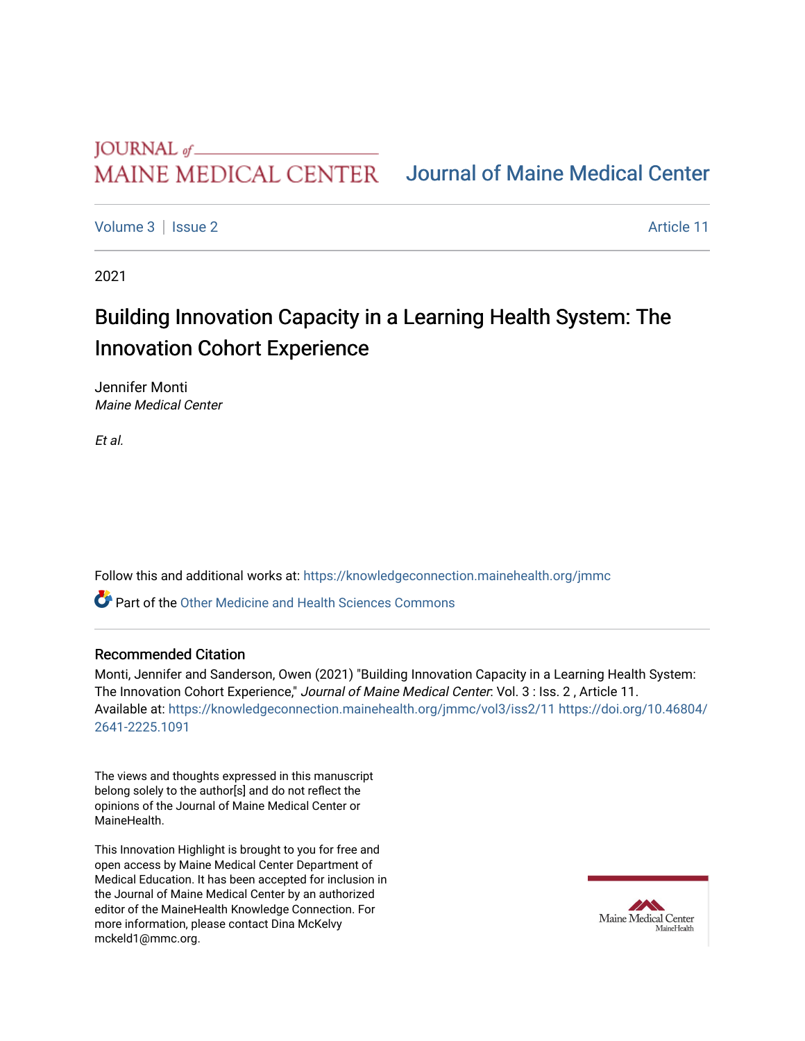# Journal of Maine Medical Center

Volume 3 | Issue 2 Article 11

2021

## Building Innovation Capacity in a Learning Health System: The Innovation Cohort Experience

Jennifer Monti
*Maine Medical Center*

*Et al.*

Follow this and additional works at: https://knowledgeconnection.mainehealth.org/jmmc

Part of the Other Medicine and Health Sciences Commons

### Recommended Citation

Monti, Jennifer and Sanderson, Owen (2021) "Building Innovation Capacity in a Learning Health System: The Innovation Cohort Experience," *Journal of Maine Medical Center*: Vol. 3 : Iss. 2 , Article 11. Available at: https://knowledgeconnection.mainehealth.org/jmmc/vol3/iss2/11 https://doi.org/10.46804/2641-2225.1091

The views and thoughts expressed in this manuscript belong solely to the author[s] and do not reflect the opinions of the Journal of Maine Medical Center or MaineHealth.

This Innovation Highlight is brought to you for free and open access by Maine Medical Center Department of Medical Education. It has been accepted for inclusion in the Journal of Maine Medical Center by an authorized editor of the MaineHealth Knowledge Connection. For more information, please contact Dina McKelvy mckeld1@mmc.org.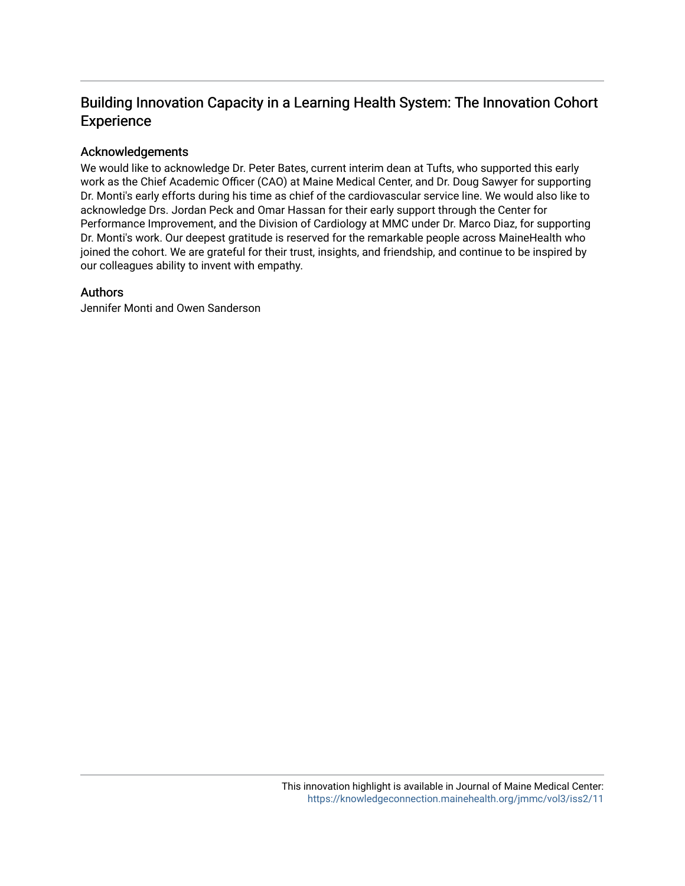# Building Innovation Capacity in a Learning Health System: The Innovation Cohort Experience

## Acknowledgements

We would like to acknowledge Dr. Peter Bates, current interim dean at Tufts, who supported this early work as the Chief Academic Officer (CAO) at Maine Medical Center, and Dr. Doug Sawyer for supporting Dr. Monti's early efforts during his time as chief of the cardiovascular service line. We would also like to acknowledge Drs. Jordan Peck and Omar Hassan for their early support through the Center for Performance Improvement, and the Division of Cardiology at MMC under Dr. Marco Diaz, for supporting Dr. Monti's work. Our deepest gratitude is reserved for the remarkable people across MaineHealth who joined the cohort. We are grateful for their trust, insights, and friendship, and continue to be inspired by our colleagues ability to invent with empathy.

## Authors

Jennifer Monti and Owen Sanderson

This innovation highlight is available in Journal of Maine Medical Center: https://knowledgeconnection.mainehealth.org/jmmc/vol3/iss2/11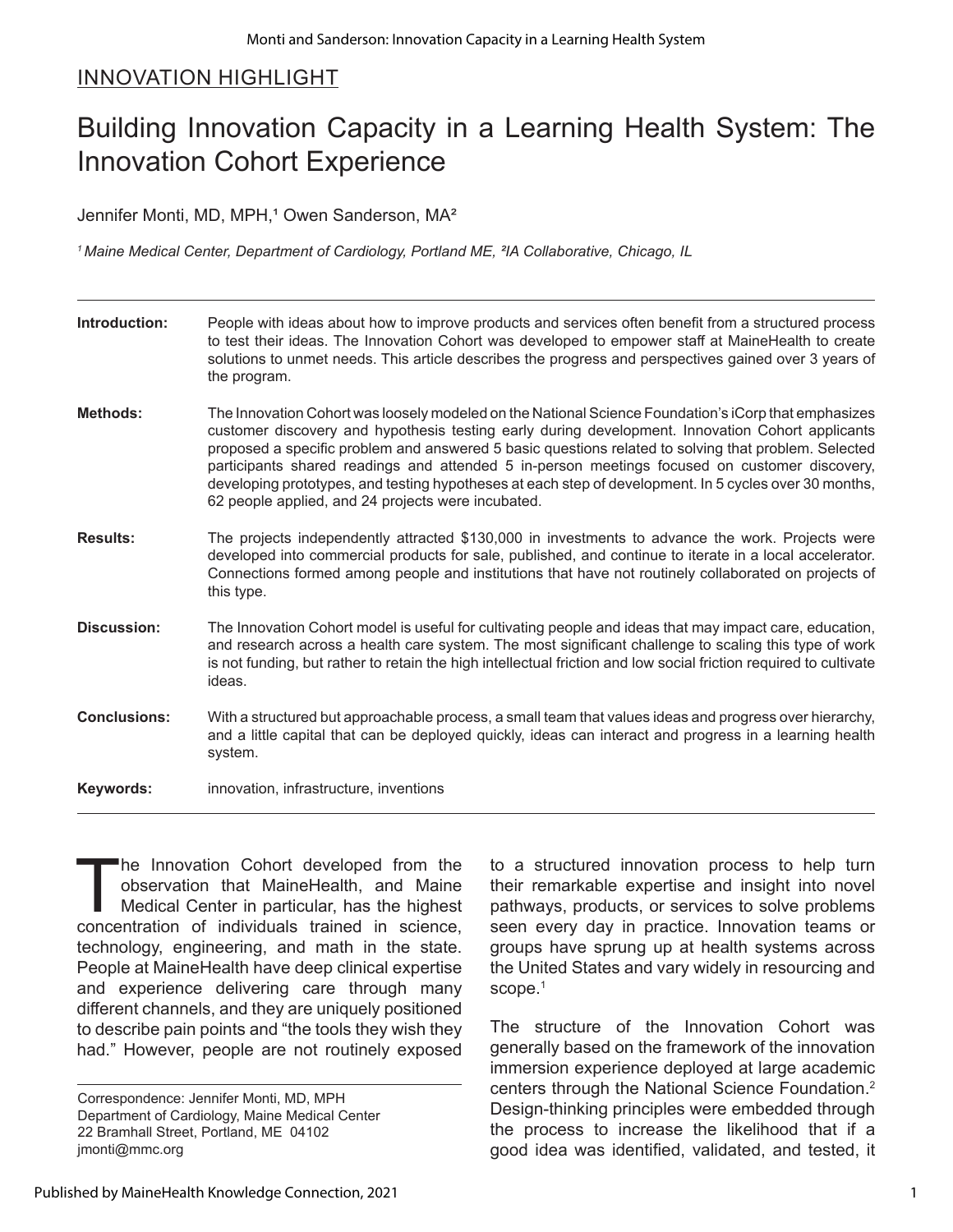## INNOVATION HIGHLIGHT

# Building Innovation Capacity in a Learning Health System: The Innovation Cohort Experience

Jennifer Monti, MD, MPH,[1] Owen Sanderson, MA[2]

*[1] Maine Medical Center, Department of Cardiology, Portland ME, [2]IA Collaborative, Chicago, IL*

---

**Introduction:** People with ideas about how to improve products and services often benefit from a structured process to test their ideas. The Innovation Cohort was developed to empower staff at MaineHealth to create solutions to unmet needs. This article describes the progress and perspectives gained over 3 years of the program.

**Methods:** The Innovation Cohort was loosely modeled on the National Science Foundation's iCorp that emphasizes customer discovery and hypothesis testing early during development. Innovation Cohort applicants proposed a specific problem and answered 5 basic questions related to solving that problem. Selected participants shared readings and attended 5 in-person meetings focused on customer discovery, developing prototypes, and testing hypotheses at each step of development. In 5 cycles over 30 months, 62 people applied, and 24 projects were incubated.

**Results:** The projects independently attracted $130,000 in investments to advance the work. Projects were developed into commercial products for sale, published, and continue to iterate in a local accelerator. Connections formed among people and institutions that have not routinely collaborated on projects of this type.

**Discussion:** The Innovation Cohort model is useful for cultivating people and ideas that may impact care, education, and research across a health care system. The most significant challenge to scaling this type of work is not funding, but rather to retain the high intellectual friction and low social friction required to cultivate ideas.

**Conclusions:** With a structured but approachable process, a small team that values ideas and progress over hierarchy, and a little capital that can be deployed quickly, ideas can interact and progress in a learning health system.

**Keywords:** innovation, infrastructure, inventions

---

The Innovation Cohort developed from the observation that MaineHealth, and Maine Medical Center in particular, has the highest concentration of individuals trained in science, technology, engineering, and math in the state. People at MaineHealth have deep clinical expertise and experience delivering care through many different channels, and they are uniquely positioned to describe pain points and "the tools they wish they had." However, people are not routinely exposed to a structured innovation process to help turn their remarkable expertise and insight into novel pathways, products, or services to solve problems seen every day in practice. Innovation teams or groups have sprung up at health systems across the United States and vary widely in resourcing and scope.[1]

The structure of the Innovation Cohort was generally based on the framework of the innovation immersion experience deployed at large academic centers through the National Science Foundation.[2] Design-thinking principles were embedded through the process to increase the likelihood that if a good idea was identified, validated, and tested, it

---

Correspondence: Jennifer Monti, MD, MPH
Department of Cardiology, Maine Medical Center
22 Bramhall Street, Portland, ME 04102
jmonti@mmc.org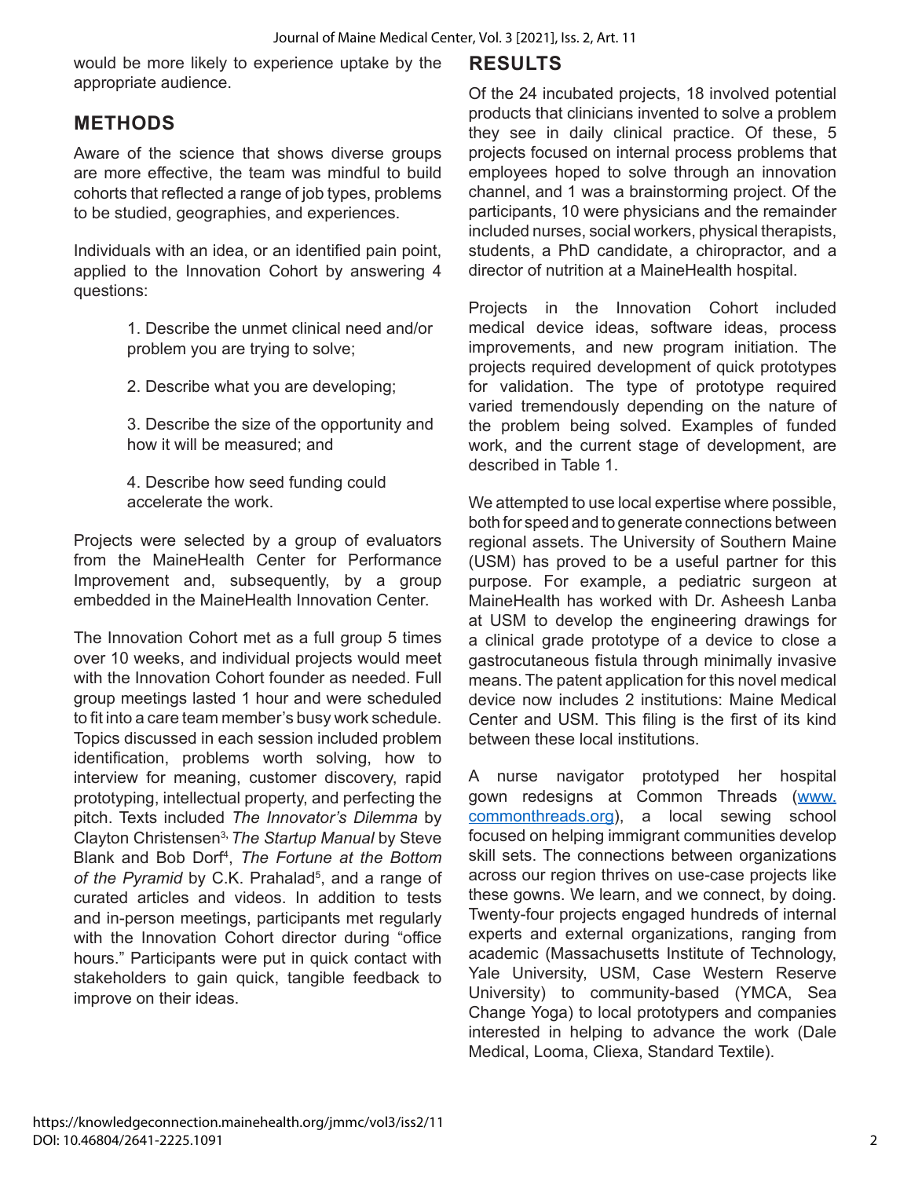would be more likely to experience uptake by the appropriate audience.

## METHODS

Aware of the science that shows diverse groups are more effective, the team was mindful to build cohorts that reflected a range of job types, problems to be studied, geographies, and experiences.

Individuals with an idea, or an identified pain point, applied to the Innovation Cohort by answering 4 questions:

1. Describe the unmet clinical need and/or problem you are trying to solve;
2. Describe what you are developing;
3. Describe the size of the opportunity and how it will be measured; and
4. Describe how seed funding could accelerate the work.

Projects were selected by a group of evaluators from the MaineHealth Center for Performance Improvement and, subsequently, by a group embedded in the MaineHealth Innovation Center.

The Innovation Cohort met as a full group 5 times over 10 weeks, and individual projects would meet with the Innovation Cohort founder as needed. Full group meetings lasted 1 hour and were scheduled to fit into a care team member's busy work schedule. Topics discussed in each session included problem identification, problems worth solving, how to interview for meaning, customer discovery, rapid prototyping, intellectual property, and perfecting the pitch. Texts included *The Innovator's Dilemma* by Clayton Christensen[3], *The Startup Manual* by Steve Blank and Bob Dorf[4], *The Fortune at the Bottom of the Pyramid* by C.K. Prahalad[5], and a range of curated articles and videos. In addition to tests and in-person meetings, participants met regularly with the Innovation Cohort director during "office hours." Participants were put in quick contact with stakeholders to gain quick, tangible feedback to improve on their ideas.

## RESULTS

Of the 24 incubated projects, 18 involved potential products that clinicians invented to solve a problem they see in daily clinical practice. Of these, 5 projects focused on internal process problems that employees hoped to solve through an innovation channel, and 1 was a brainstorming project. Of the participants, 10 were physicians and the remainder included nurses, social workers, physical therapists, students, a PhD candidate, a chiropractor, and a director of nutrition at a MaineHealth hospital.

Projects in the Innovation Cohort included medical device ideas, software ideas, process improvements, and new program initiation. The projects required development of quick prototypes for validation. The type of prototype required varied tremendously depending on the nature of the problem being solved. Examples of funded work, and the current stage of development, are described in Table 1.

We attempted to use local expertise where possible, both for speed and to generate connections between regional assets. The University of Southern Maine (USM) has proved to be a useful partner for this purpose. For example, a pediatric surgeon at MaineHealth has worked with Dr. Asheesh Lanba at USM to develop the engineering drawings for a clinical grade prototype of a device to close a gastrocutaneous fistula through minimally invasive means. The patent application for this novel medical device now includes 2 institutions: Maine Medical Center and USM. This filing is the first of its kind between these local institutions.

A nurse navigator prototyped her hospital gown redesigns at Common Threads (www.commonthreads.org), a local sewing school focused on helping immigrant communities develop skill sets. The connections between organizations across our region thrives on use-case projects like these gowns. We learn, and we connect, by doing. Twenty-four projects engaged hundreds of internal experts and external organizations, ranging from academic (Massachusetts Institute of Technology, Yale University, USM, Case Western Reserve University) to community-based (YMCA, Sea Change Yoga) to local prototypers and companies interested in helping to advance the work (Dale Medical, Looma, Cliexa, Standard Textile).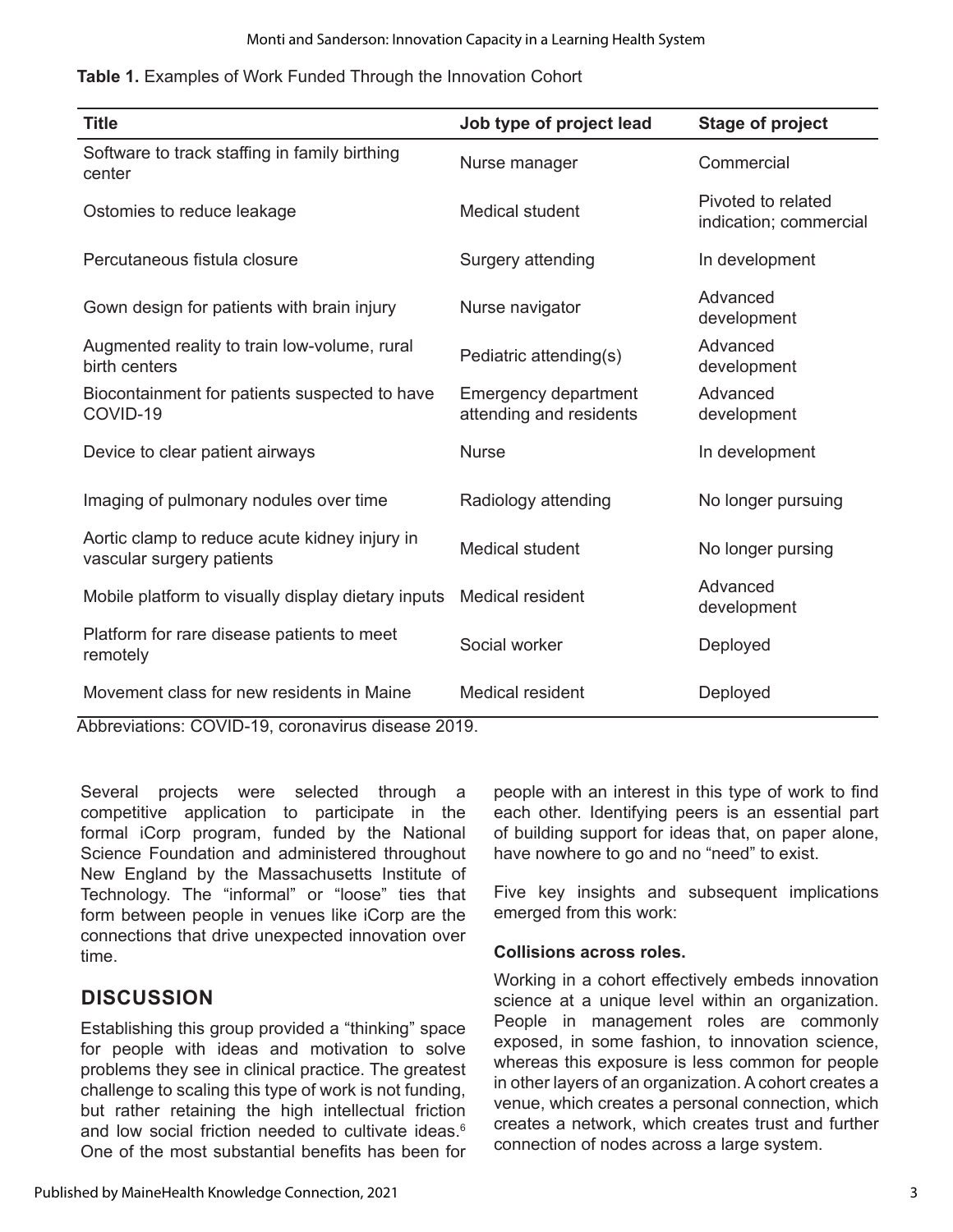**Table 1.** Examples of Work Funded Through the Innovation Cohort

| Title | Job type of project lead | Stage of project |
|---|---|---|
| Software to track staffing in family birthing center | Nurse manager | Commercial |
| Ostomies to reduce leakage | Medical student | Pivoted to related indication; commercial |
| Percutaneous fistula closure | Surgery attending | In development |
| Gown design for patients with brain injury | Nurse navigator | Advanced development |
| Augmented reality to train low-volume, rural birth centers | Pediatric attending(s) | Advanced development |
| Biocontainment for patients suspected to have COVID-19 | Emergency department attending and residents | Advanced development |
| Device to clear patient airways | Nurse | In development |
| Imaging of pulmonary nodules over time | Radiology attending | No longer pursuing |
| Aortic clamp to reduce acute kidney injury in vascular surgery patients | Medical student | No longer pursing |
| Mobile platform to visually display dietary inputs | Medical resident | Advanced development |
| Platform for rare disease patients to meet remotely | Social worker | Deployed |
| Movement class for new residents in Maine | Medical resident | Deployed |

Abbreviations: COVID-19, coronavirus disease 2019.

Several projects were selected through a competitive application to participate in the formal iCorp program, funded by the National Science Foundation and administered throughout New England by the Massachusetts Institute of Technology. The "informal" or "loose" ties that form between people in venues like iCorp are the connections that drive unexpected innovation over time.

## DISCUSSION

Establishing this group provided a "thinking" space for people with ideas and motivation to solve problems they see in clinical practice. The greatest challenge to scaling this type of work is not funding, but rather retaining the high intellectual friction and low social friction needed to cultivate ideas.[6] One of the most substantial benefits has been for people with an interest in this type of work to find each other. Identifying peers is an essential part of building support for ideas that, on paper alone, have nowhere to go and no "need" to exist.

Five key insights and subsequent implications emerged from this work:

**Collisions across roles.**

Working in a cohort effectively embeds innovation science at a unique level within an organization. People in management roles are commonly exposed, in some fashion, to innovation science, whereas this exposure is less common for people in other layers of an organization. A cohort creates a venue, which creates a personal connection, which creates a network, which creates trust and further connection of nodes across a large system.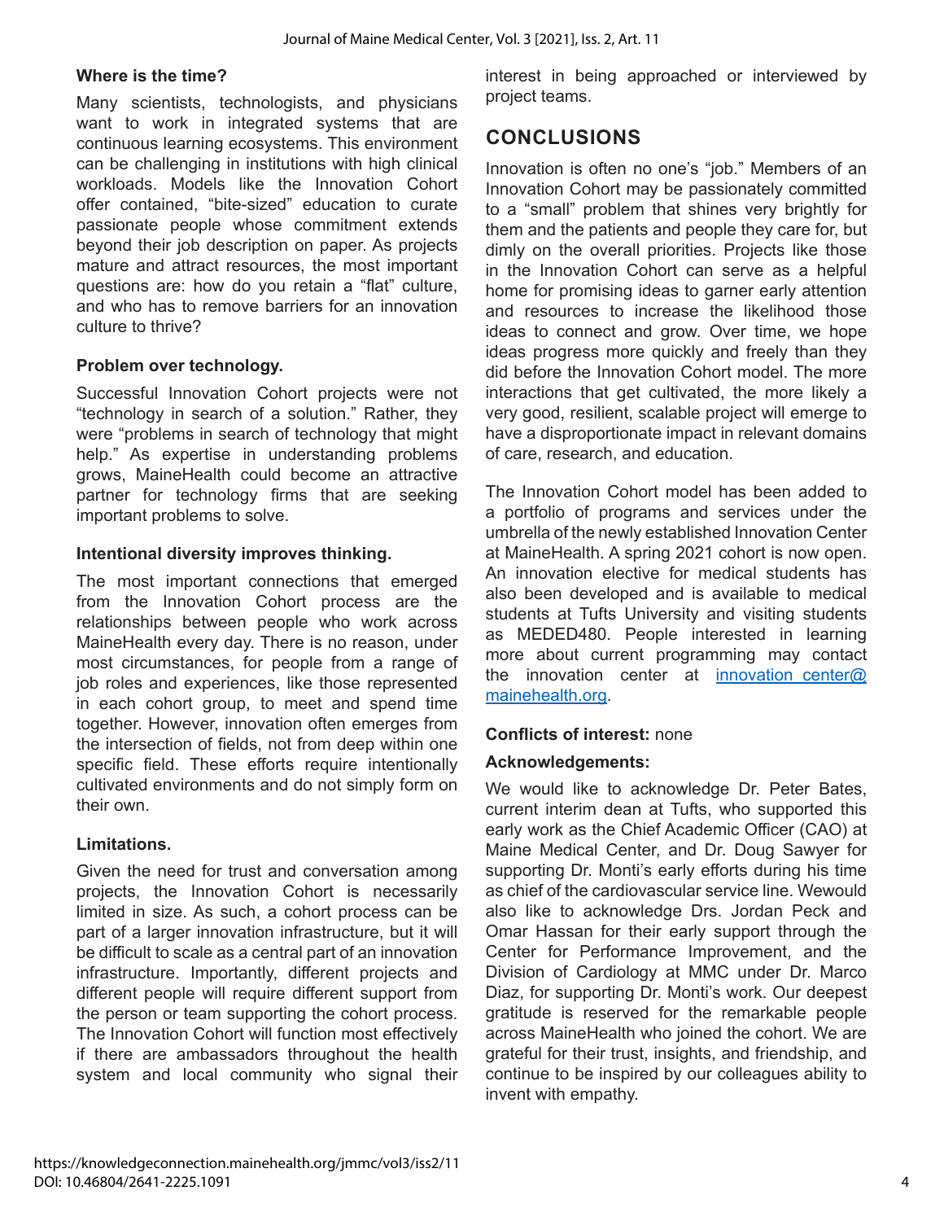**Where is the time?**

Many scientists, technologists, and physicians want to work in integrated systems that are continuous learning ecosystems. This environment can be challenging in institutions with high clinical workloads. Models like the Innovation Cohort offer contained, "bite-sized" education to curate passionate people whose commitment extends beyond their job description on paper. As projects mature and attract resources, the most important questions are: how do you retain a "flat" culture, and who has to remove barriers for an innovation culture to thrive?

**Problem over technology.**

Successful Innovation Cohort projects were not "technology in search of a solution." Rather, they were "problems in search of technology that might help." As expertise in understanding problems grows, MaineHealth could become an attractive partner for technology firms that are seeking important problems to solve.

**Intentional diversity improves thinking.**

The most important connections that emerged from the Innovation Cohort process are the relationships between people who work across MaineHealth every day. There is no reason, under most circumstances, for people from a range of job roles and experiences, like those represented in each cohort group, to meet and spend time together. However, innovation often emerges from the intersection of fields, not from deep within one specific field. These efforts require intentionally cultivated environments and do not simply form on their own.

**Limitations.**

Given the need for trust and conversation among projects, the Innovation Cohort is necessarily limited in size. As such, a cohort process can be part of a larger innovation infrastructure, but it will be difficult to scale as a central part of an innovation infrastructure. Importantly, different projects and different people will require different support from the person or team supporting the cohort process. The Innovation Cohort will function most effectively if there are ambassadors throughout the health system and local community who signal their interest in being approached or interviewed by project teams.

## CONCLUSIONS

Innovation is often no one's "job." Members of an Innovation Cohort may be passionately committed to a "small" problem that shines very brightly for them and the patients and people they care for, but dimly on the overall priorities. Projects like those in the Innovation Cohort can serve as a helpful home for promising ideas to garner early attention and resources to increase the likelihood those ideas to connect and grow. Over time, we hope ideas progress more quickly and freely than they did before the Innovation Cohort model. The more interactions that get cultivated, the more likely a very good, resilient, scalable project will emerge to have a disproportionate impact in relevant domains of care, research, and education.

The Innovation Cohort model has been added to a portfolio of programs and services under the umbrella of the newly established Innovation Center at MaineHealth. A spring 2021 cohort is now open. An innovation elective for medical students has also been developed and is available to medical students at Tufts University and visiting students as MEDED480. People interested in learning more about current programming may contact the innovation center at innovation center@mainehealth.org.

**Conflicts of interest:** none

**Acknowledgements:**

We would like to acknowledge Dr. Peter Bates, current interim dean at Tufts, who supported this early work as the Chief Academic Officer (CAO) at Maine Medical Center, and Dr. Doug Sawyer for supporting Dr. Monti's early efforts during his time as chief of the cardiovascular service line. Wewould also like to acknowledge Drs. Jordan Peck and Omar Hassan for their early support through the Center for Performance Improvement, and the Division of Cardiology at MMC under Dr. Marco Diaz, for supporting Dr. Monti's work. Our deepest gratitude is reserved for the remarkable people across MaineHealth who joined the cohort. We are grateful for their trust, insights, and friendship, and continue to be inspired by our colleagues ability to invent with empathy.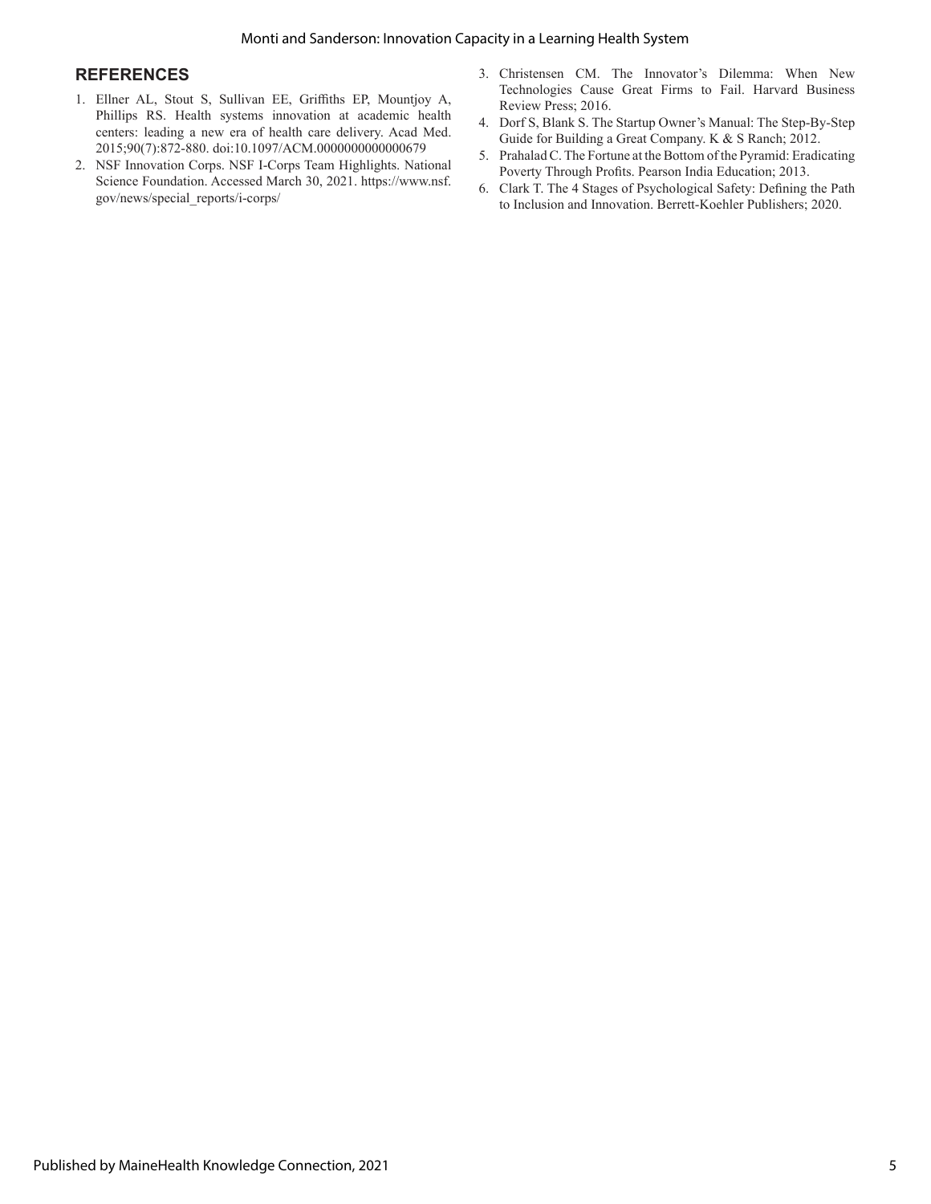## REFERENCES

1. Ellner AL, Stout S, Sullivan EE, Griffiths EP, Mountjoy A, Phillips RS. Health systems innovation at academic health centers: leading a new era of health care delivery. Acad Med. 2015;90(7):872-880. doi:10.1097/ACM.0000000000000679
2. NSF Innovation Corps. NSF I-Corps Team Highlights. National Science Foundation. Accessed March 30, 2021. https://www.nsf.gov/news/special_reports/i-corps/
3. Christensen CM. The Innovator's Dilemma: When New Technologies Cause Great Firms to Fail. Harvard Business Review Press; 2016.
4. Dorf S, Blank S. The Startup Owner's Manual: The Step-By-Step Guide for Building a Great Company. K & S Ranch; 2012.
5. Prahalad C. The Fortune at the Bottom of the Pyramid: Eradicating Poverty Through Profits. Pearson India Education; 2013.
6. Clark T. The 4 Stages of Psychological Safety: Defining the Path to Inclusion and Innovation. Berrett-Koehler Publishers; 2020.